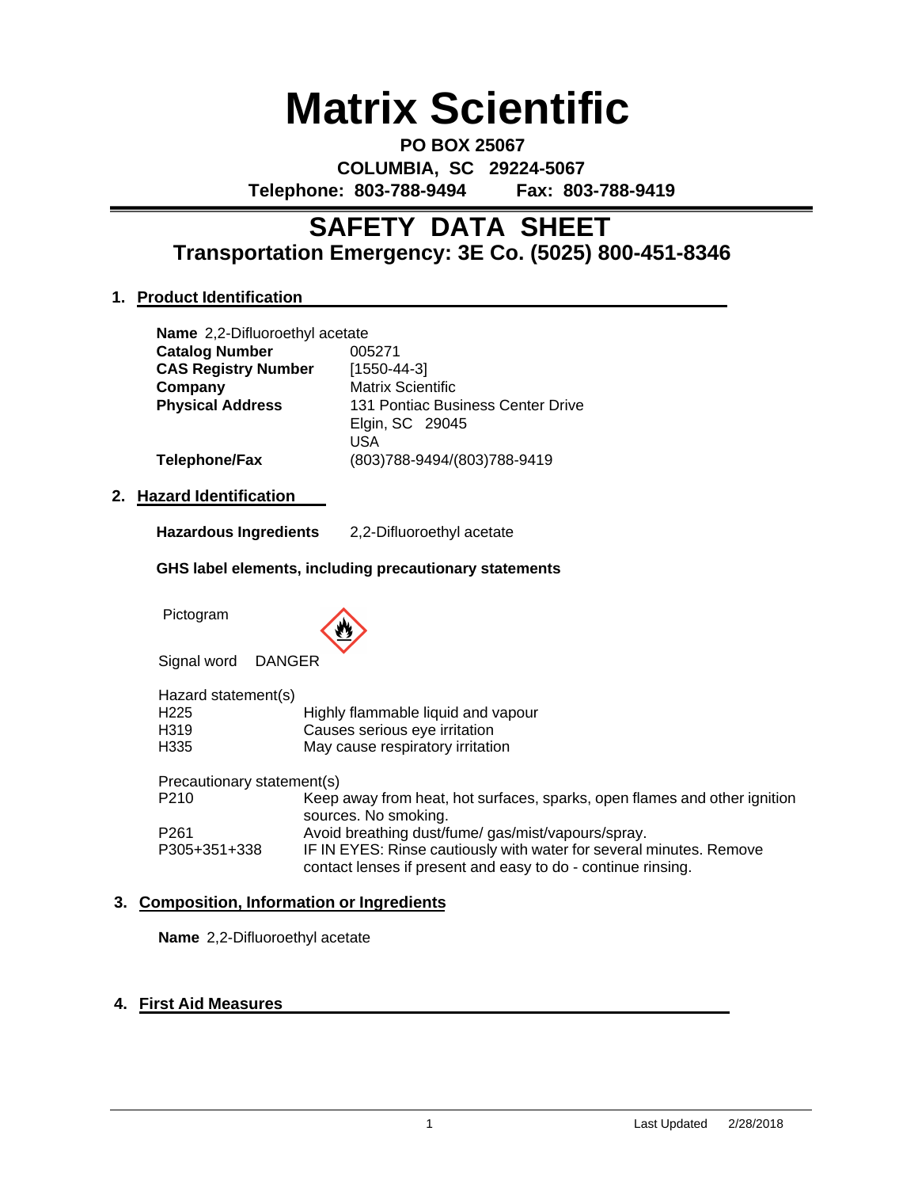# Matrix Scientific

**PO BOX 25067**
**COLUMBIA, SC 29224-5067**
**Telephone: 803-788-9494 Fax: 803-788-9419**

## SAFETY DATA SHEET

### Transportation Emergency: 3E Co. (5025) 800-451-8346

### 1. Product Identification

**Name** 2,2-Difluoroethyl acetate

| | |
|---|---|
| **Catalog Number** | 005271 |
| **CAS Registry Number** | [1550-44-3] |
| **Company** | Matrix Scientific |
| **Physical Address** | 131 Pontiac Business Center Drive<br>Elgin, SC 29045<br>USA |
| **Telephone/Fax** | (803)788-9494/(803)788-9419 |

### 2. Hazard Identification

**Hazardous Ingredients** 2,2-Difluoroethyl acetate

**GHS label elements, including precautionary statements**

Pictogram

Signal word DANGER

Hazard statement(s)

| | |
|---|---|
| H225 | Highly flammable liquid and vapour |
| H319 | Causes serious eye irritation |
| H335 | May cause respiratory irritation |

Precautionary statement(s)

| | |
|---|---|
| P210 | Keep away from heat, hot surfaces, sparks, open flames and other ignition sources. No smoking. |
| P261 | Avoid breathing dust/fume/ gas/mist/vapours/spray. |
| P305+351+338 | IF IN EYES: Rinse cautiously with water for several minutes. Remove contact lenses if present and easy to do - continue rinsing. |

### 3. Composition, Information or Ingredients

**Name** 2,2-Difluoroethyl acetate

### 4. First Aid Measures

Last Updated 2/28/2018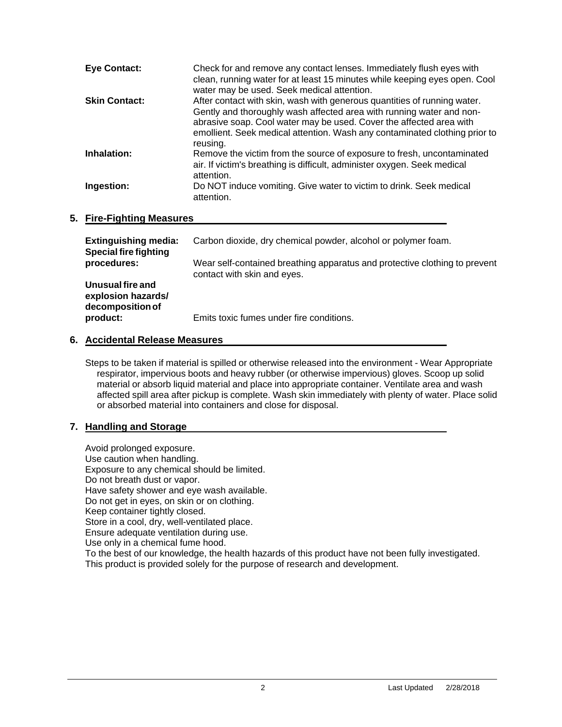**Eye Contact:** Check for and remove any contact lenses. Immediately flush eyes with clean, running water for at least 15 minutes while keeping eyes open. Cool water may be used. Seek medical attention.

**Skin Contact:** After contact with skin, wash with generous quantities of running water. Gently and thoroughly wash affected area with running water and non-abrasive soap. Cool water may be used. Cover the affected area with emollient. Seek medical attention. Wash any contaminated clothing prior to reusing.

**Inhalation:** Remove the victim from the source of exposure to fresh, uncontaminated air. If victim's breathing is difficult, administer oxygen. Seek medical attention.

**Ingestion:** Do NOT induce vomiting. Give water to victim to drink. Seek medical attention.

## 5. Fire-Fighting Measures

**Extinguishing media:** Carbon dioxide, dry chemical powder, alcohol or polymer foam.

**Special fire fighting procedures:** Wear self-contained breathing apparatus and protective clothing to prevent contact with skin and eyes.

**Unusual fire and explosion hazards/ decomposition of product:** Emits toxic fumes under fire conditions.

## 6. Accidental Release Measures

Steps to be taken if material is spilled or otherwise released into the environment - Wear Appropriate respirator, impervious boots and heavy rubber (or otherwise impervious) gloves. Scoop up solid material or absorb liquid material and place into appropriate container. Ventilate area and wash affected spill area after pickup is complete. Wash skin immediately with plenty of water. Place solid or absorbed material into containers and close for disposal.

## 7. Handling and Storage

Avoid prolonged exposure.
Use caution when handling.
Exposure to any chemical should be limited.
Do not breath dust or vapor.
Have safety shower and eye wash available.
Do not get in eyes, on skin or on clothing.
Keep container tightly closed.
Store in a cool, dry, well-ventilated place.
Ensure adequate ventilation during use.
Use only in a chemical fume hood.
To the best of our knowledge, the health hazards of this product have not been fully investigated.
This product is provided solely for the purpose of research and development.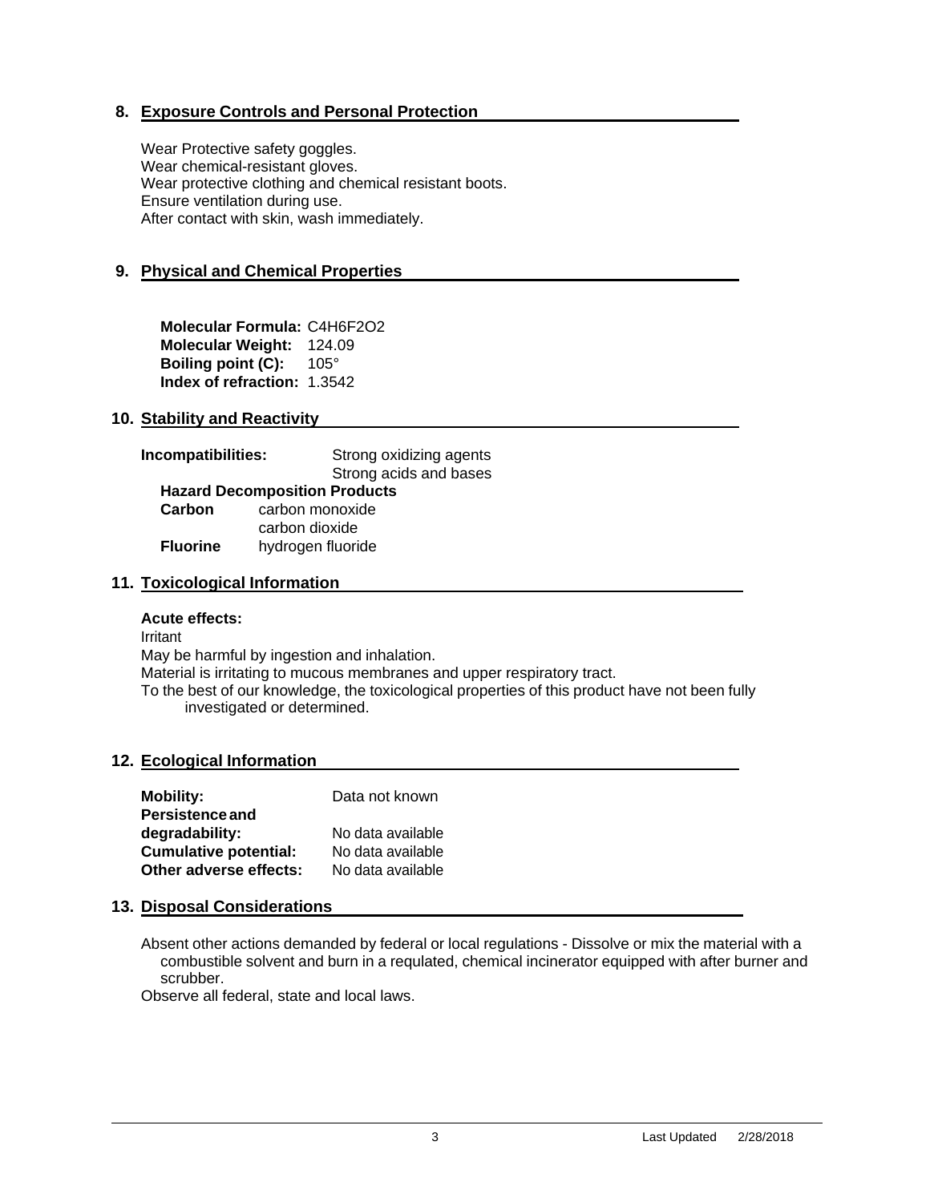## 8. Exposure Controls and Personal Protection

Wear Protective safety goggles.
Wear chemical-resistant gloves.
Wear protective clothing and chemical resistant boots.
Ensure ventilation during use.
After contact with skin, wash immediately.

## 9. Physical and Chemical Properties

**Molecular Formula:** $C_4H_6F_2O_2$
**Molecular Weight:** 124.09
**Boiling point (C):** 105°
**Index of refraction:** 1.3542

## 10. Stability and Reactivity

**Incompatibilities:** Strong oxidizing agents
Strong acids and bases

**Hazard Decomposition Products**

| | |
|---|---|
| **Carbon** | carbon monoxide |
| | carbon dioxide |
| **Fluorine** | hydrogen fluoride |

## 11. Toxicological Information

**Acute effects:**

Irritant
May be harmful by ingestion and inhalation.
Material is irritating to mucous membranes and upper respiratory tract.
To the best of our knowledge, the toxicological properties of this product have not been fully investigated or determined.

## 12. Ecological Information

| | |
|---|---|
| **Mobility:** | Data not known |
| **Persistence and degradability:** | No data available |
| **Cumulative potential:** | No data available |
| **Other adverse effects:** | No data available |

## 13. Disposal Considerations

Absent other actions demanded by federal or local regulations - Dissolve or mix the material with a combustible solvent and burn in a requlated, chemical incinerator equipped with after burner and scrubber.
Observe all federal, state and local laws.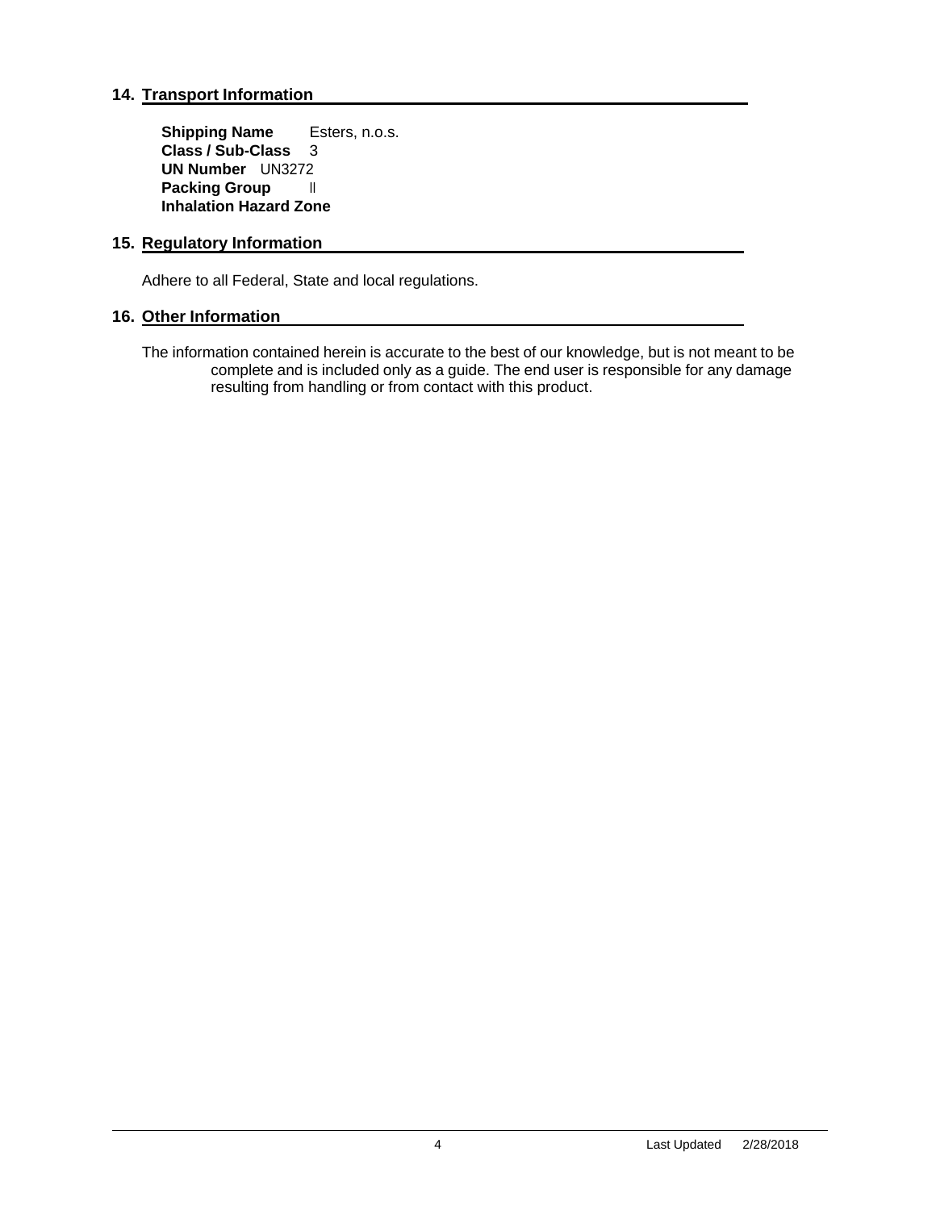## 14. Transport Information

**Shipping Name** Esters, n.o.s.
**Class / Sub-Class** 3
**UN Number** UN3272
**Packing Group** II
**Inhalation Hazard Zone**

## 15. Regulatory Information

Adhere to all Federal, State and local regulations.

## 16. Other Information

The information contained herein is accurate to the best of our knowledge, but is not meant to be complete and is included only as a guide. The end user is responsible for any damage resulting from handling or from contact with this product.

Last Updated 2/28/2018